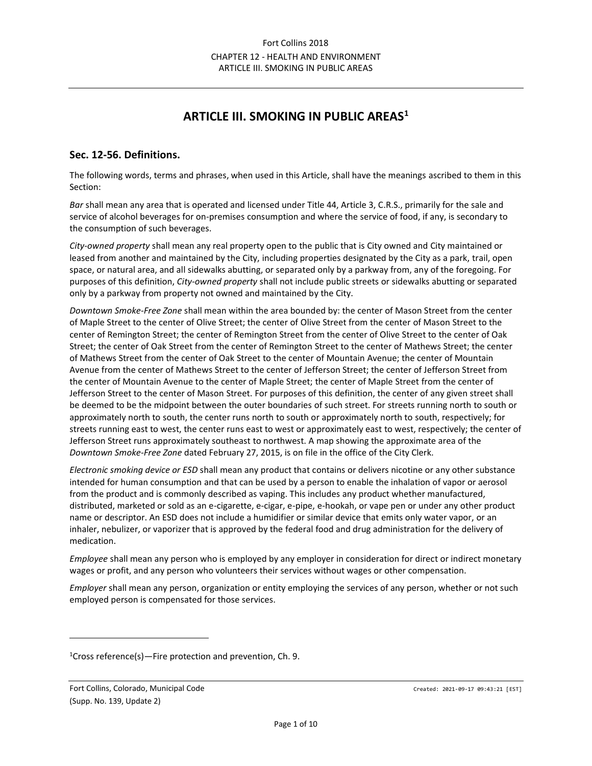# ARTICLE III. SMOKING IN PUBLIC AREAS[1]

## Sec. 12-56. Definitions.

The following words, terms and phrases, when used in this Article, shall have the meanings ascribed to them in this Section:

*Bar* shall mean any area that is operated and licensed under Title 44, Article 3, C.R.S., primarily for the sale and service of alcohol beverages for on-premises consumption and where the service of food, if any, is secondary to the consumption of such beverages.

*City-owned property* shall mean any real property open to the public that is City owned and City maintained or leased from another and maintained by the City, including properties designated by the City as a park, trail, open space, or natural area, and all sidewalks abutting, or separated only by a parkway from, any of the foregoing. For purposes of this definition, *City-owned property* shall not include public streets or sidewalks abutting or separated only by a parkway from property not owned and maintained by the City.

*Downtown Smoke-Free Zone* shall mean within the area bounded by: the center of Mason Street from the center of Maple Street to the center of Olive Street; the center of Olive Street from the center of Mason Street to the center of Remington Street; the center of Remington Street from the center of Olive Street to the center of Oak Street; the center of Oak Street from the center of Remington Street to the center of Mathews Street; the center of Mathews Street from the center of Oak Street to the center of Mountain Avenue; the center of Mountain Avenue from the center of Mathews Street to the center of Jefferson Street; the center of Jefferson Street from the center of Mountain Avenue to the center of Maple Street; the center of Maple Street from the center of Jefferson Street to the center of Mason Street. For purposes of this definition, the center of any given street shall be deemed to be the midpoint between the outer boundaries of such street. For streets running north to south or approximately north to south, the center runs north to south or approximately north to south, respectively; for streets running east to west, the center runs east to west or approximately east to west, respectively; the center of Jefferson Street runs approximately southeast to northwest. A map showing the approximate area of the *Downtown Smoke-Free Zone* dated February 27, 2015, is on file in the office of the City Clerk.

*Electronic smoking device or ESD* shall mean any product that contains or delivers nicotine or any other substance intended for human consumption and that can be used by a person to enable the inhalation of vapor or aerosol from the product and is commonly described as vaping. This includes any product whether manufactured, distributed, marketed or sold as an e-cigarette, e-cigar, e-pipe, e-hookah, or vape pen or under any other product name or descriptor. An ESD does not include a humidifier or similar device that emits only water vapor, or an inhaler, nebulizer, or vaporizer that is approved by the federal food and drug administration for the delivery of medication.

*Employee* shall mean any person who is employed by any employer in consideration for direct or indirect monetary wages or profit, and any person who volunteers their services without wages or other compensation.

*Employer* shall mean any person, organization or entity employing the services of any person, whether or not such employed person is compensated for those services.

---

[1]Cross reference(s)—Fire protection and prevention, Ch. 9.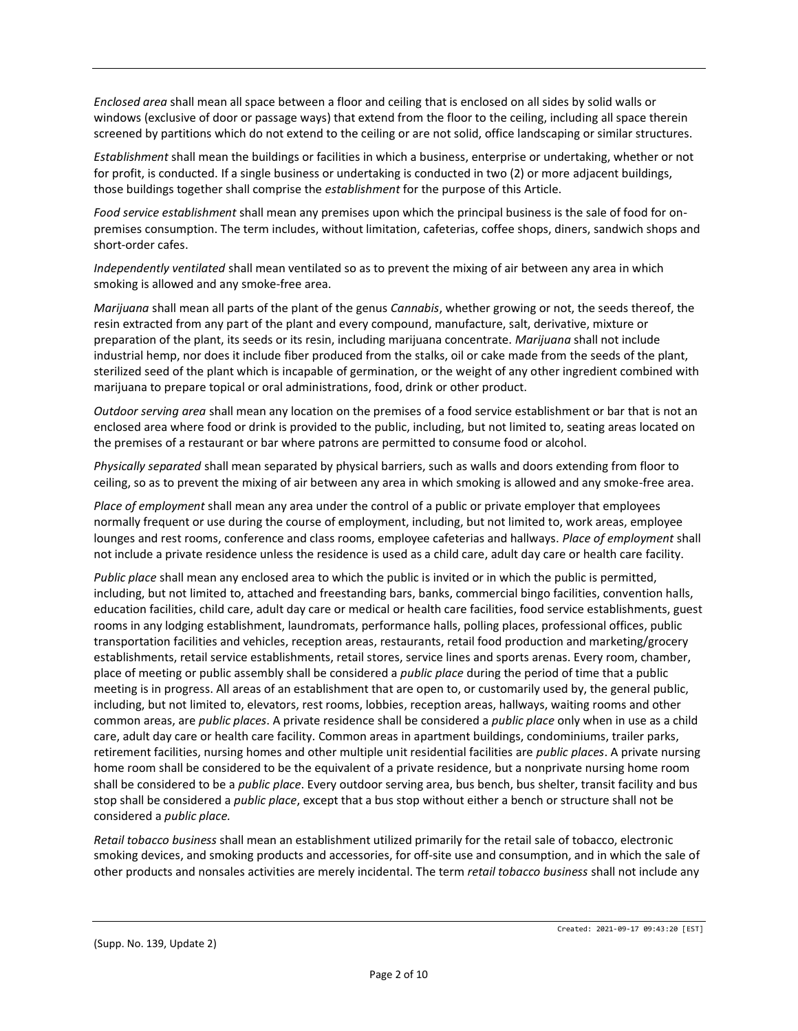*Enclosed area* shall mean all space between a floor and ceiling that is enclosed on all sides by solid walls or windows (exclusive of door or passage ways) that extend from the floor to the ceiling, including all space therein screened by partitions which do not extend to the ceiling or are not solid, office landscaping or similar structures.

*Establishment* shall mean the buildings or facilities in which a business, enterprise or undertaking, whether or not for profit, is conducted. If a single business or undertaking is conducted in two (2) or more adjacent buildings, those buildings together shall comprise the *establishment* for the purpose of this Article.

*Food service establishment* shall mean any premises upon which the principal business is the sale of food for on-premises consumption. The term includes, without limitation, cafeterias, coffee shops, diners, sandwich shops and short-order cafes.

*Independently ventilated* shall mean ventilated so as to prevent the mixing of air between any area in which smoking is allowed and any smoke-free area.

*Marijuana* shall mean all parts of the plant of the genus *Cannabis*, whether growing or not, the seeds thereof, the resin extracted from any part of the plant and every compound, manufacture, salt, derivative, mixture or preparation of the plant, its seeds or its resin, including marijuana concentrate. *Marijuana* shall not include industrial hemp, nor does it include fiber produced from the stalks, oil or cake made from the seeds of the plant, sterilized seed of the plant which is incapable of germination, or the weight of any other ingredient combined with marijuana to prepare topical or oral administrations, food, drink or other product.

*Outdoor serving area* shall mean any location on the premises of a food service establishment or bar that is not an enclosed area where food or drink is provided to the public, including, but not limited to, seating areas located on the premises of a restaurant or bar where patrons are permitted to consume food or alcohol.

*Physically separated* shall mean separated by physical barriers, such as walls and doors extending from floor to ceiling, so as to prevent the mixing of air between any area in which smoking is allowed and any smoke-free area.

*Place of employment* shall mean any area under the control of a public or private employer that employees normally frequent or use during the course of employment, including, but not limited to, work areas, employee lounges and rest rooms, conference and class rooms, employee cafeterias and hallways. *Place of employment* shall not include a private residence unless the residence is used as a child care, adult day care or health care facility.

*Public place* shall mean any enclosed area to which the public is invited or in which the public is permitted, including, but not limited to, attached and freestanding bars, banks, commercial bingo facilities, convention halls, education facilities, child care, adult day care or medical or health care facilities, food service establishments, guest rooms in any lodging establishment, laundromats, performance halls, polling places, professional offices, public transportation facilities and vehicles, reception areas, restaurants, retail food production and marketing/grocery establishments, retail service establishments, retail stores, service lines and sports arenas. Every room, chamber, place of meeting or public assembly shall be considered a *public place* during the period of time that a public meeting is in progress. All areas of an establishment that are open to, or customarily used by, the general public, including, but not limited to, elevators, rest rooms, lobbies, reception areas, hallways, waiting rooms and other common areas, are *public places*. A private residence shall be considered a *public place* only when in use as a child care, adult day care or health care facility. Common areas in apartment buildings, condominiums, trailer parks, retirement facilities, nursing homes and other multiple unit residential facilities are *public places*. A private nursing home room shall be considered to be the equivalent of a private residence, but a nonprivate nursing home room shall be considered to be a *public place*. Every outdoor serving area, bus bench, bus shelter, transit facility and bus stop shall be considered a *public place*, except that a bus stop without either a bench or structure shall not be considered a *public place.*

*Retail tobacco business* shall mean an establishment utilized primarily for the retail sale of tobacco, electronic smoking devices, and smoking products and accessories, for off-site use and consumption, and in which the sale of other products and nonsales activities are merely incidental. The term *retail tobacco business* shall not include any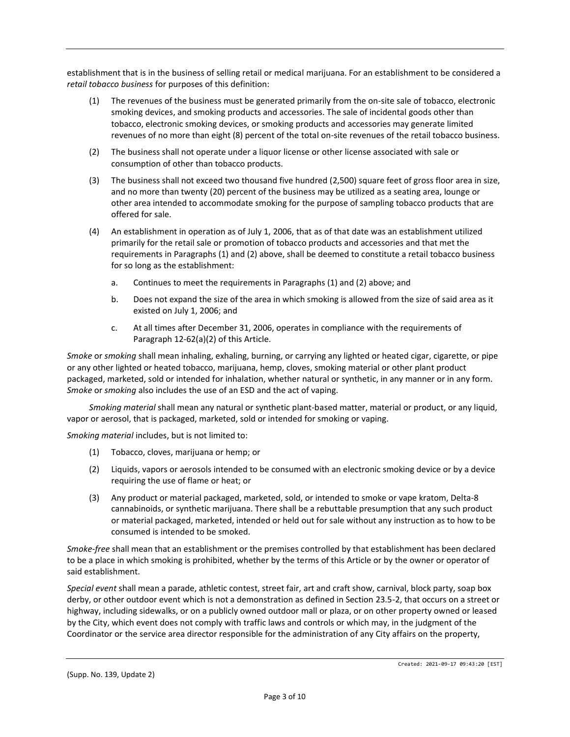establishment that is in the business of selling retail or medical marijuana. For an establishment to be considered a *retail tobacco business* for purposes of this definition:

(1) The revenues of the business must be generated primarily from the on-site sale of tobacco, electronic smoking devices, and smoking products and accessories. The sale of incidental goods other than tobacco, electronic smoking devices, or smoking products and accessories may generate limited revenues of no more than eight (8) percent of the total on-site revenues of the retail tobacco business.

(2) The business shall not operate under a liquor license or other license associated with sale or consumption of other than tobacco products.

(3) The business shall not exceed two thousand five hundred (2,500) square feet of gross floor area in size, and no more than twenty (20) percent of the business may be utilized as a seating area, lounge or other area intended to accommodate smoking for the purpose of sampling tobacco products that are offered for sale.

(4) An establishment in operation as of July 1, 2006, that as of that date was an establishment utilized primarily for the retail sale or promotion of tobacco products and accessories and that met the requirements in Paragraphs (1) and (2) above, shall be deemed to constitute a retail tobacco business for so long as the establishment:

  a. Continues to meet the requirements in Paragraphs (1) and (2) above; and

  b. Does not expand the size of the area in which smoking is allowed from the size of said area as it existed on July 1, 2006; and

  c. At all times after December 31, 2006, operates in compliance with the requirements of Paragraph 12-62(a)(2) of this Article.

*Smoke* or *smoking* shall mean inhaling, exhaling, burning, or carrying any lighted or heated cigar, cigarette, or pipe or any other lighted or heated tobacco, marijuana, hemp, cloves, smoking material or other plant product packaged, marketed, sold or intended for inhalation, whether natural or synthetic, in any manner or in any form. *Smoke* or *smoking* also includes the use of an ESD and the act of vaping.

*Smoking material* shall mean any natural or synthetic plant-based matter, material or product, or any liquid, vapor or aerosol, that is packaged, marketed, sold or intended for smoking or vaping.

*Smoking material* includes, but is not limited to:

(1) Tobacco, cloves, marijuana or hemp; or

(2) Liquids, vapors or aerosols intended to be consumed with an electronic smoking device or by a device requiring the use of flame or heat; or

(3) Any product or material packaged, marketed, sold, or intended to smoke or vape kratom, Delta-8 cannabinoids, or synthetic marijuana. There shall be a rebuttable presumption that any such product or material packaged, marketed, intended or held out for sale without any instruction as to how to be consumed is intended to be smoked.

*Smoke-free* shall mean that an establishment or the premises controlled by that establishment has been declared to be a place in which smoking is prohibited, whether by the terms of this Article or by the owner or operator of said establishment.

*Special event* shall mean a parade, athletic contest, street fair, art and craft show, carnival, block party, soap box derby, or other outdoor event which is not a demonstration as defined in Section 23.5-2, that occurs on a street or highway, including sidewalks, or on a publicly owned outdoor mall or plaza, or on other property owned or leased by the City, which event does not comply with traffic laws and controls or which may, in the judgment of the Coordinator or the service area director responsible for the administration of any City affairs on the property,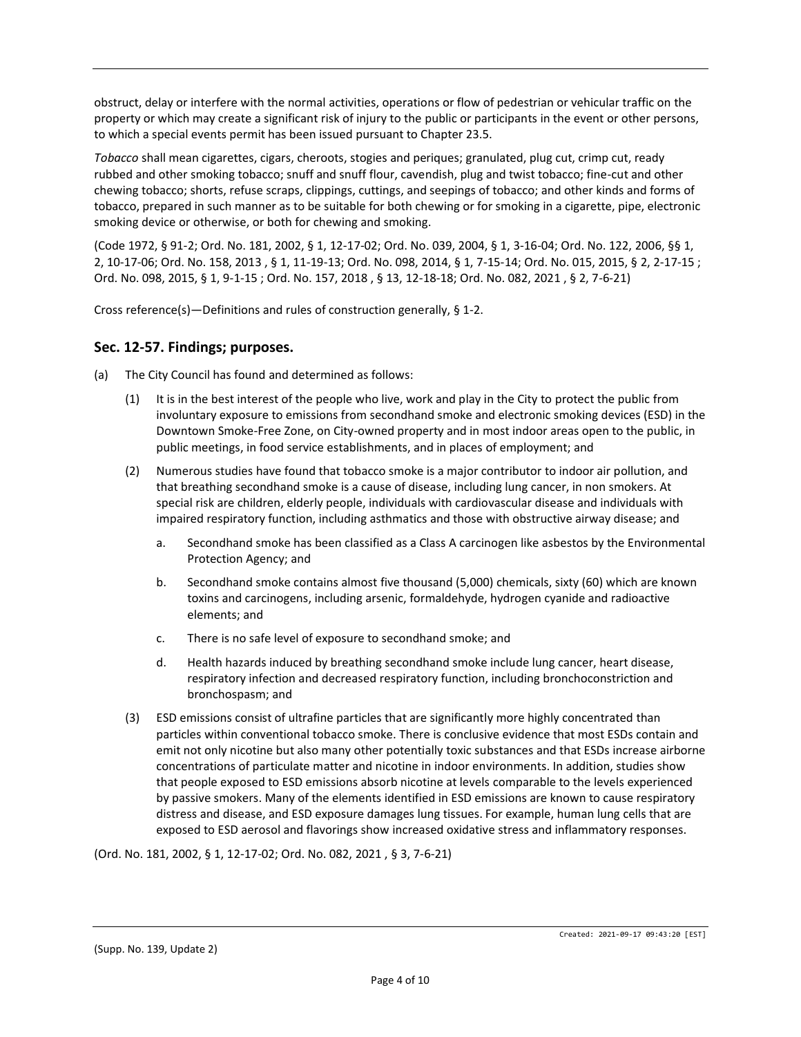obstruct, delay or interfere with the normal activities, operations or flow of pedestrian or vehicular traffic on the property or which may create a significant risk of injury to the public or participants in the event or other persons, to which a special events permit has been issued pursuant to Chapter 23.5.

*Tobacco* shall mean cigarettes, cigars, cheroots, stogies and periques; granulated, plug cut, crimp cut, ready rubbed and other smoking tobacco; snuff and snuff flour, cavendish, plug and twist tobacco; fine-cut and other chewing tobacco; shorts, refuse scraps, clippings, cuttings, and seepings of tobacco; and other kinds and forms of tobacco, prepared in such manner as to be suitable for both chewing or for smoking in a cigarette, pipe, electronic smoking device or otherwise, or both for chewing and smoking.

(Code 1972, § 91-2; Ord. No. 181, 2002, § 1, 12-17-02; Ord. No. 039, 2004, § 1, 3-16-04; Ord. No. 122, 2006, §§ 1, 2, 10-17-06; Ord. No. 158, 2013 , § 1, 11-19-13; Ord. No. 098, 2014, § 1, 7-15-14; Ord. No. 015, 2015, § 2, 2-17-15 ; Ord. No. 098, 2015, § 1, 9-1-15 ; Ord. No. 157, 2018 , § 13, 12-18-18; Ord. No. 082, 2021 , § 2, 7-6-21)

Cross reference(s)—Definitions and rules of construction generally, § 1-2.

## Sec. 12-57. Findings; purposes.

(a) The City Council has found and determined as follows:

  (1) It is in the best interest of the people who live, work and play in the City to protect the public from involuntary exposure to emissions from secondhand smoke and electronic smoking devices (ESD) in the Downtown Smoke-Free Zone, on City-owned property and in most indoor areas open to the public, in public meetings, in food service establishments, and in places of employment; and

  (2) Numerous studies have found that tobacco smoke is a major contributor to indoor air pollution, and that breathing secondhand smoke is a cause of disease, including lung cancer, in non smokers. At special risk are children, elderly people, individuals with cardiovascular disease and individuals with impaired respiratory function, including asthmatics and those with obstructive airway disease; and

    a. Secondhand smoke has been classified as a Class A carcinogen like asbestos by the Environmental Protection Agency; and

    b. Secondhand smoke contains almost five thousand (5,000) chemicals, sixty (60) which are known toxins and carcinogens, including arsenic, formaldehyde, hydrogen cyanide and radioactive elements; and

    c. There is no safe level of exposure to secondhand smoke; and

    d. Health hazards induced by breathing secondhand smoke include lung cancer, heart disease, respiratory infection and decreased respiratory function, including bronchoconstriction and bronchospasm; and

  (3) ESD emissions consist of ultrafine particles that are significantly more highly concentrated than particles within conventional tobacco smoke. There is conclusive evidence that most ESDs contain and emit not only nicotine but also many other potentially toxic substances and that ESDs increase airborne concentrations of particulate matter and nicotine in indoor environments. In addition, studies show that people exposed to ESD emissions absorb nicotine at levels comparable to the levels experienced by passive smokers. Many of the elements identified in ESD emissions are known to cause respiratory distress and disease, and ESD exposure damages lung tissues. For example, human lung cells that are exposed to ESD aerosol and flavorings show increased oxidative stress and inflammatory responses.

(Ord. No. 181, 2002, § 1, 12-17-02; Ord. No. 082, 2021 , § 3, 7-6-21)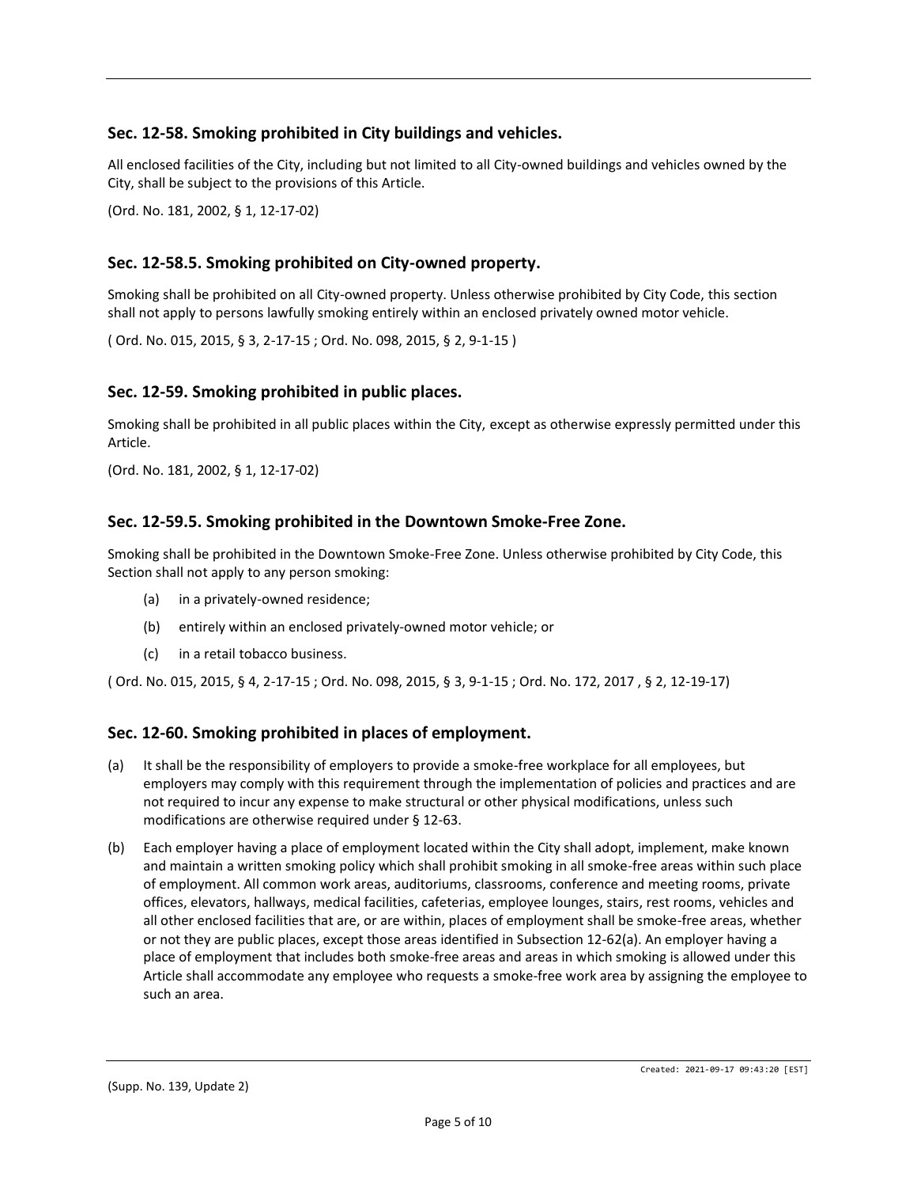## Sec. 12-58. Smoking prohibited in City buildings and vehicles.

All enclosed facilities of the City, including but not limited to all City-owned buildings and vehicles owned by the City, shall be subject to the provisions of this Article.

(Ord. No. 181, 2002, § 1, 12-17-02)

## Sec. 12-58.5. Smoking prohibited on City-owned property.

Smoking shall be prohibited on all City-owned property. Unless otherwise prohibited by City Code, this section shall not apply to persons lawfully smoking entirely within an enclosed privately owned motor vehicle.

( Ord. No. 015, 2015, § 3, 2-17-15 ; Ord. No. 098, 2015, § 2, 9-1-15 )

## Sec. 12-59. Smoking prohibited in public places.

Smoking shall be prohibited in all public places within the City, except as otherwise expressly permitted under this Article.

(Ord. No. 181, 2002, § 1, 12-17-02)

## Sec. 12-59.5. Smoking prohibited in the Downtown Smoke-Free Zone.

Smoking shall be prohibited in the Downtown Smoke-Free Zone. Unless otherwise prohibited by City Code, this Section shall not apply to any person smoking:

(a) in a privately-owned residence;

(b) entirely within an enclosed privately-owned motor vehicle; or

(c) in a retail tobacco business.

( Ord. No. 015, 2015, § 4, 2-17-15 ; Ord. No. 098, 2015, § 3, 9-1-15 ; Ord. No. 172, 2017 , § 2, 12-19-17)

## Sec. 12-60. Smoking prohibited in places of employment.

(a) It shall be the responsibility of employers to provide a smoke-free workplace for all employees, but employers may comply with this requirement through the implementation of policies and practices and are not required to incur any expense to make structural or other physical modifications, unless such modifications are otherwise required under § 12-63.

(b) Each employer having a place of employment located within the City shall adopt, implement, make known and maintain a written smoking policy which shall prohibit smoking in all smoke-free areas within such place of employment. All common work areas, auditoriums, classrooms, conference and meeting rooms, private offices, elevators, hallways, medical facilities, cafeterias, employee lounges, stairs, rest rooms, vehicles and all other enclosed facilities that are, or are within, places of employment shall be smoke-free areas, whether or not they are public places, except those areas identified in Subsection 12-62(a). An employer having a place of employment that includes both smoke-free areas and areas in which smoking is allowed under this Article shall accommodate any employee who requests a smoke-free work area by assigning the employee to such an area.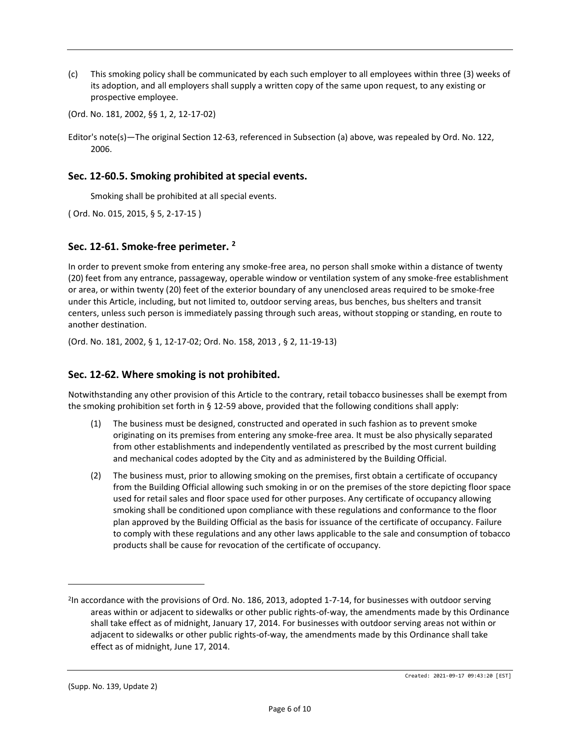(c) This smoking policy shall be communicated by each such employer to all employees within three (3) weeks of its adoption, and all employers shall supply a written copy of the same upon request, to any existing or prospective employee.

(Ord. No. 181, 2002, §§ 1, 2, 12-17-02)

Editor's note(s)—The original Section 12-63, referenced in Subsection (a) above, was repealed by Ord. No. 122, 2006.

## Sec. 12-60.5. Smoking prohibited at special events.

Smoking shall be prohibited at all special events.

( Ord. No. 015, 2015, § 5, 2-17-15 )

## Sec. 12-61. Smoke-free perimeter. [2]

In order to prevent smoke from entering any smoke-free area, no person shall smoke within a distance of twenty (20) feet from any entrance, passageway, operable window or ventilation system of any smoke-free establishment or area, or within twenty (20) feet of the exterior boundary of any unenclosed areas required to be smoke-free under this Article, including, but not limited to, outdoor serving areas, bus benches, bus shelters and transit centers, unless such person is immediately passing through such areas, without stopping or standing, en route to another destination.

(Ord. No. 181, 2002, § 1, 12-17-02; Ord. No. 158, 2013 , § 2, 11-19-13)

## Sec. 12-62. Where smoking is not prohibited.

Notwithstanding any other provision of this Article to the contrary, retail tobacco businesses shall be exempt from the smoking prohibition set forth in § 12-59 above, provided that the following conditions shall apply:

(1) The business must be designed, constructed and operated in such fashion as to prevent smoke originating on its premises from entering any smoke-free area. It must be also physically separated from other establishments and independently ventilated as prescribed by the most current building and mechanical codes adopted by the City and as administered by the Building Official.

(2) The business must, prior to allowing smoking on the premises, first obtain a certificate of occupancy from the Building Official allowing such smoking in or on the premises of the store depicting floor space used for retail sales and floor space used for other purposes. Any certificate of occupancy allowing smoking shall be conditioned upon compliance with these regulations and conformance to the floor plan approved by the Building Official as the basis for issuance of the certificate of occupancy. Failure to comply with these regulations and any other laws applicable to the sale and consumption of tobacco products shall be cause for revocation of the certificate of occupancy.

---

[2]In accordance with the provisions of Ord. No. 186, 2013, adopted 1-7-14, for businesses with outdoor serving areas within or adjacent to sidewalks or other public rights-of-way, the amendments made by this Ordinance shall take effect as of midnight, January 17, 2014. For businesses with outdoor serving areas not within or adjacent to sidewalks or other public rights-of-way, the amendments made by this Ordinance shall take effect as of midnight, June 17, 2014.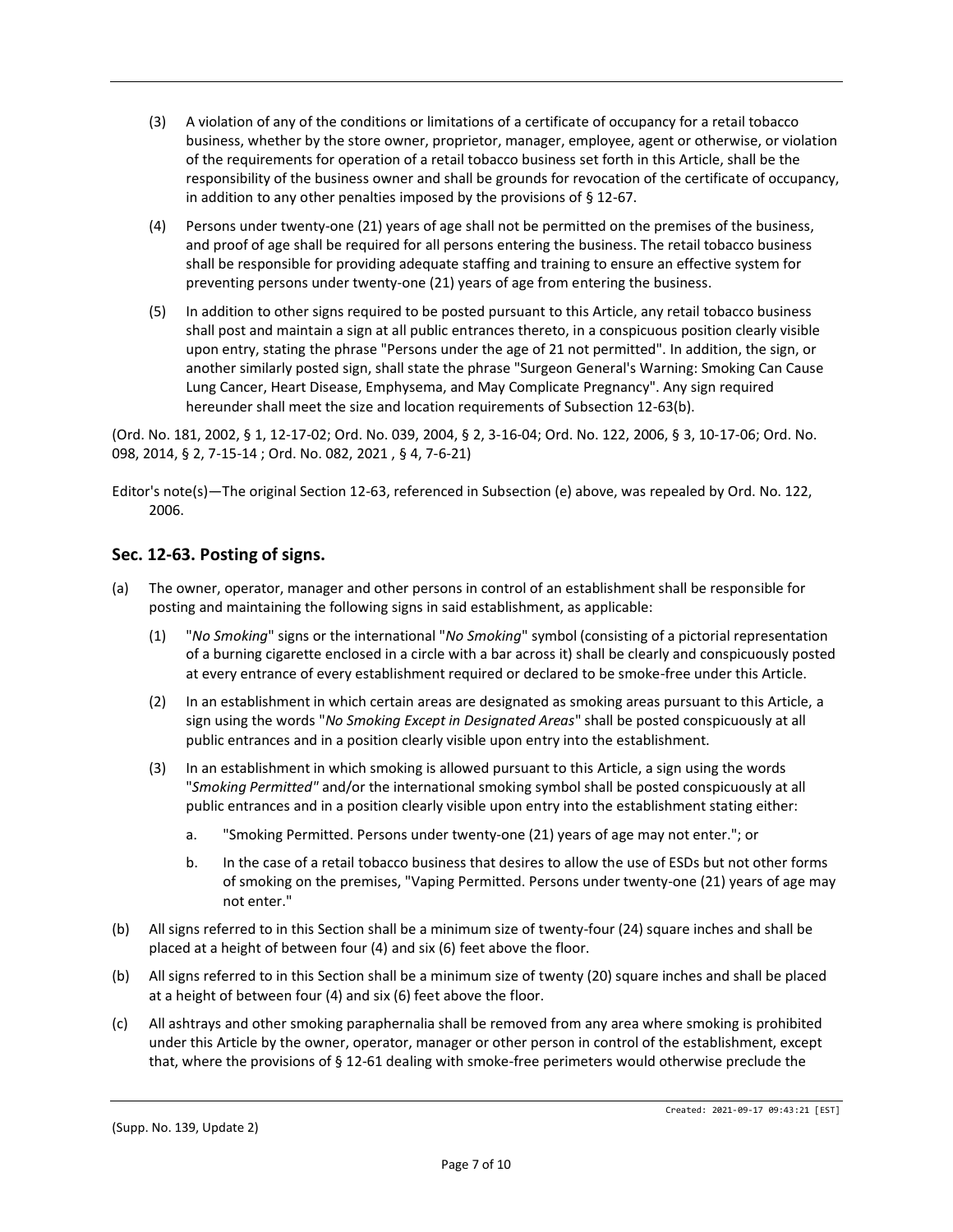(3) A violation of any of the conditions or limitations of a certificate of occupancy for a retail tobacco business, whether by the store owner, proprietor, manager, employee, agent or otherwise, or violation of the requirements for operation of a retail tobacco business set forth in this Article, shall be the responsibility of the business owner and shall be grounds for revocation of the certificate of occupancy, in addition to any other penalties imposed by the provisions of § 12-67.

(4) Persons under twenty-one (21) years of age shall not be permitted on the premises of the business, and proof of age shall be required for all persons entering the business. The retail tobacco business shall be responsible for providing adequate staffing and training to ensure an effective system for preventing persons under twenty-one (21) years of age from entering the business.

(5) In addition to other signs required to be posted pursuant to this Article, any retail tobacco business shall post and maintain a sign at all public entrances thereto, in a conspicuous position clearly visible upon entry, stating the phrase "Persons under the age of 21 not permitted". In addition, the sign, or another similarly posted sign, shall state the phrase "Surgeon General's Warning: Smoking Can Cause Lung Cancer, Heart Disease, Emphysema, and May Complicate Pregnancy". Any sign required hereunder shall meet the size and location requirements of Subsection 12-63(b).

(Ord. No. 181, 2002, § 1, 12-17-02; Ord. No. 039, 2004, § 2, 3-16-04; Ord. No. 122, 2006, § 3, 10-17-06; Ord. No. 098, 2014, § 2, 7-15-14 ; Ord. No. 082, 2021 , § 4, 7-6-21)

Editor's note(s)—The original Section 12-63, referenced in Subsection (e) above, was repealed by Ord. No. 122, 2006.

## Sec. 12-63. Posting of signs.

(a) The owner, operator, manager and other persons in control of an establishment shall be responsible for posting and maintaining the following signs in said establishment, as applicable:

(1) "*No Smoking*" signs or the international "*No Smoking*" symbol (consisting of a pictorial representation of a burning cigarette enclosed in a circle with a bar across it) shall be clearly and conspicuously posted at every entrance of every establishment required or declared to be smoke-free under this Article.

(2) In an establishment in which certain areas are designated as smoking areas pursuant to this Article, a sign using the words "*No Smoking Except in Designated Areas*" shall be posted conspicuously at all public entrances and in a position clearly visible upon entry into the establishment.

(3) In an establishment in which smoking is allowed pursuant to this Article, a sign using the words "*Smoking Permitted"* and/or the international smoking symbol shall be posted conspicuously at all public entrances and in a position clearly visible upon entry into the establishment stating either:

a. "Smoking Permitted. Persons under twenty-one (21) years of age may not enter."; or

b. In the case of a retail tobacco business that desires to allow the use of ESDs but not other forms of smoking on the premises, "Vaping Permitted. Persons under twenty-one (21) years of age may not enter."

(b) All signs referred to in this Section shall be a minimum size of twenty-four (24) square inches and shall be placed at a height of between four (4) and six (6) feet above the floor.

(b) All signs referred to in this Section shall be a minimum size of twenty (20) square inches and shall be placed at a height of between four (4) and six (6) feet above the floor.

(c) All ashtrays and other smoking paraphernalia shall be removed from any area where smoking is prohibited under this Article by the owner, operator, manager or other person in control of the establishment, except that, where the provisions of § 12-61 dealing with smoke-free perimeters would otherwise preclude the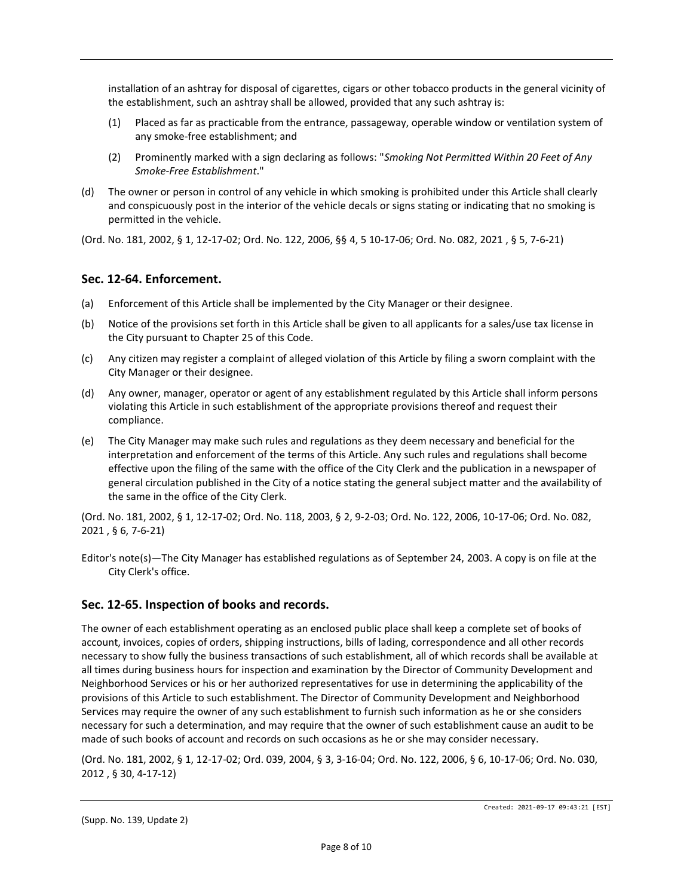installation of an ashtray for disposal of cigarettes, cigars or other tobacco products in the general vicinity of the establishment, such an ashtray shall be allowed, provided that any such ashtray is:

(1) Placed as far as practicable from the entrance, passageway, operable window or ventilation system of any smoke-free establishment; and

(2) Prominently marked with a sign declaring as follows: "*Smoking Not Permitted Within 20 Feet of Any Smoke-Free Establishment*."

(d) The owner or person in control of any vehicle in which smoking is prohibited under this Article shall clearly and conspicuously post in the interior of the vehicle decals or signs stating or indicating that no smoking is permitted in the vehicle.

(Ord. No. 181, 2002, § 1, 12-17-02; Ord. No. 122, 2006, §§ 4, 5 10-17-06; Ord. No. 082, 2021 , § 5, 7-6-21)

## Sec. 12-64. Enforcement.

(a) Enforcement of this Article shall be implemented by the City Manager or their designee.

(b) Notice of the provisions set forth in this Article shall be given to all applicants for a sales/use tax license in the City pursuant to Chapter 25 of this Code.

(c) Any citizen may register a complaint of alleged violation of this Article by filing a sworn complaint with the City Manager or their designee.

(d) Any owner, manager, operator or agent of any establishment regulated by this Article shall inform persons violating this Article in such establishment of the appropriate provisions thereof and request their compliance.

(e) The City Manager may make such rules and regulations as they deem necessary and beneficial for the interpretation and enforcement of the terms of this Article. Any such rules and regulations shall become effective upon the filing of the same with the office of the City Clerk and the publication in a newspaper of general circulation published in the City of a notice stating the general subject matter and the availability of the same in the office of the City Clerk.

(Ord. No. 181, 2002, § 1, 12-17-02; Ord. No. 118, 2003, § 2, 9-2-03; Ord. No. 122, 2006, 10-17-06; Ord. No. 082, 2021 , § 6, 7-6-21)

Editor's note(s)—The City Manager has established regulations as of September 24, 2003. A copy is on file at the City Clerk's office.

## Sec. 12-65. Inspection of books and records.

The owner of each establishment operating as an enclosed public place shall keep a complete set of books of account, invoices, copies of orders, shipping instructions, bills of lading, correspondence and all other records necessary to show fully the business transactions of such establishment, all of which records shall be available at all times during business hours for inspection and examination by the Director of Community Development and Neighborhood Services or his or her authorized representatives for use in determining the applicability of the provisions of this Article to such establishment. The Director of Community Development and Neighborhood Services may require the owner of any such establishment to furnish such information as he or she considers necessary for such a determination, and may require that the owner of such establishment cause an audit to be made of such books of account and records on such occasions as he or she may consider necessary.

(Ord. No. 181, 2002, § 1, 12-17-02; Ord. 039, 2004, § 3, 3-16-04; Ord. No. 122, 2006, § 6, 10-17-06; Ord. No. 030, 2012 , § 30, 4-17-12)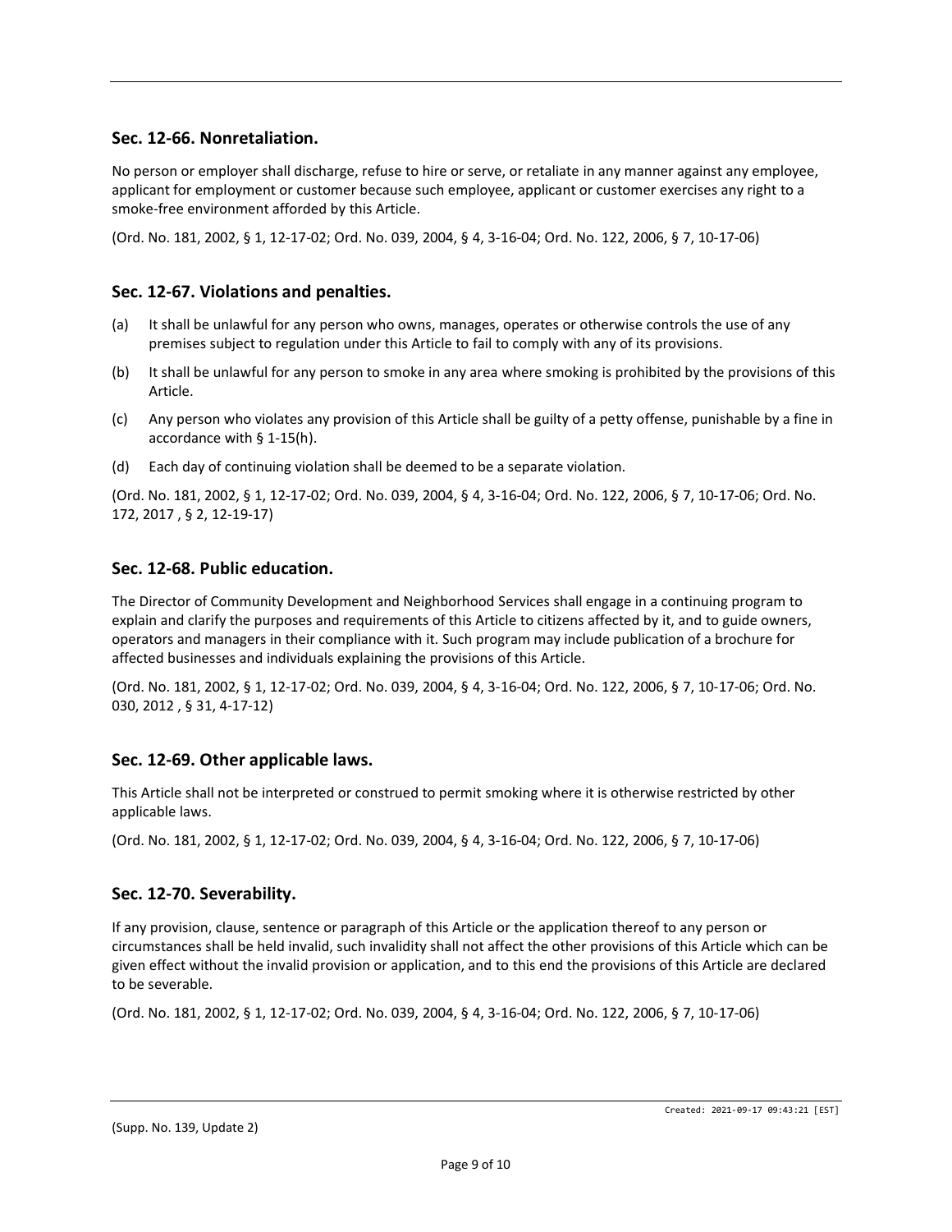## Sec. 12-66. Nonretaliation.

No person or employer shall discharge, refuse to hire or serve, or retaliate in any manner against any employee, applicant for employment or customer because such employee, applicant or customer exercises any right to a smoke-free environment afforded by this Article.

(Ord. No. 181, 2002, § 1, 12-17-02; Ord. No. 039, 2004, § 4, 3-16-04; Ord. No. 122, 2006, § 7, 10-17-06)

## Sec. 12-67. Violations and penalties.

(a) It shall be unlawful for any person who owns, manages, operates or otherwise controls the use of any premises subject to regulation under this Article to fail to comply with any of its provisions.

(b) It shall be unlawful for any person to smoke in any area where smoking is prohibited by the provisions of this Article.

(c) Any person who violates any provision of this Article shall be guilty of a petty offense, punishable by a fine in accordance with § 1-15(h).

(d) Each day of continuing violation shall be deemed to be a separate violation.

(Ord. No. 181, 2002, § 1, 12-17-02; Ord. No. 039, 2004, § 4, 3-16-04; Ord. No. 122, 2006, § 7, 10-17-06; Ord. No. 172, 2017 , § 2, 12-19-17)

## Sec. 12-68. Public education.

The Director of Community Development and Neighborhood Services shall engage in a continuing program to explain and clarify the purposes and requirements of this Article to citizens affected by it, and to guide owners, operators and managers in their compliance with it. Such program may include publication of a brochure for affected businesses and individuals explaining the provisions of this Article.

(Ord. No. 181, 2002, § 1, 12-17-02; Ord. No. 039, 2004, § 4, 3-16-04; Ord. No. 122, 2006, § 7, 10-17-06; Ord. No. 030, 2012 , § 31, 4-17-12)

## Sec. 12-69. Other applicable laws.

This Article shall not be interpreted or construed to permit smoking where it is otherwise restricted by other applicable laws.

(Ord. No. 181, 2002, § 1, 12-17-02; Ord. No. 039, 2004, § 4, 3-16-04; Ord. No. 122, 2006, § 7, 10-17-06)

## Sec. 12-70. Severability.

If any provision, clause, sentence or paragraph of this Article or the application thereof to any person or circumstances shall be held invalid, such invalidity shall not affect the other provisions of this Article which can be given effect without the invalid provision or application, and to this end the provisions of this Article are declared to be severable.

(Ord. No. 181, 2002, § 1, 12-17-02; Ord. No. 039, 2004, § 4, 3-16-04; Ord. No. 122, 2006, § 7, 10-17-06)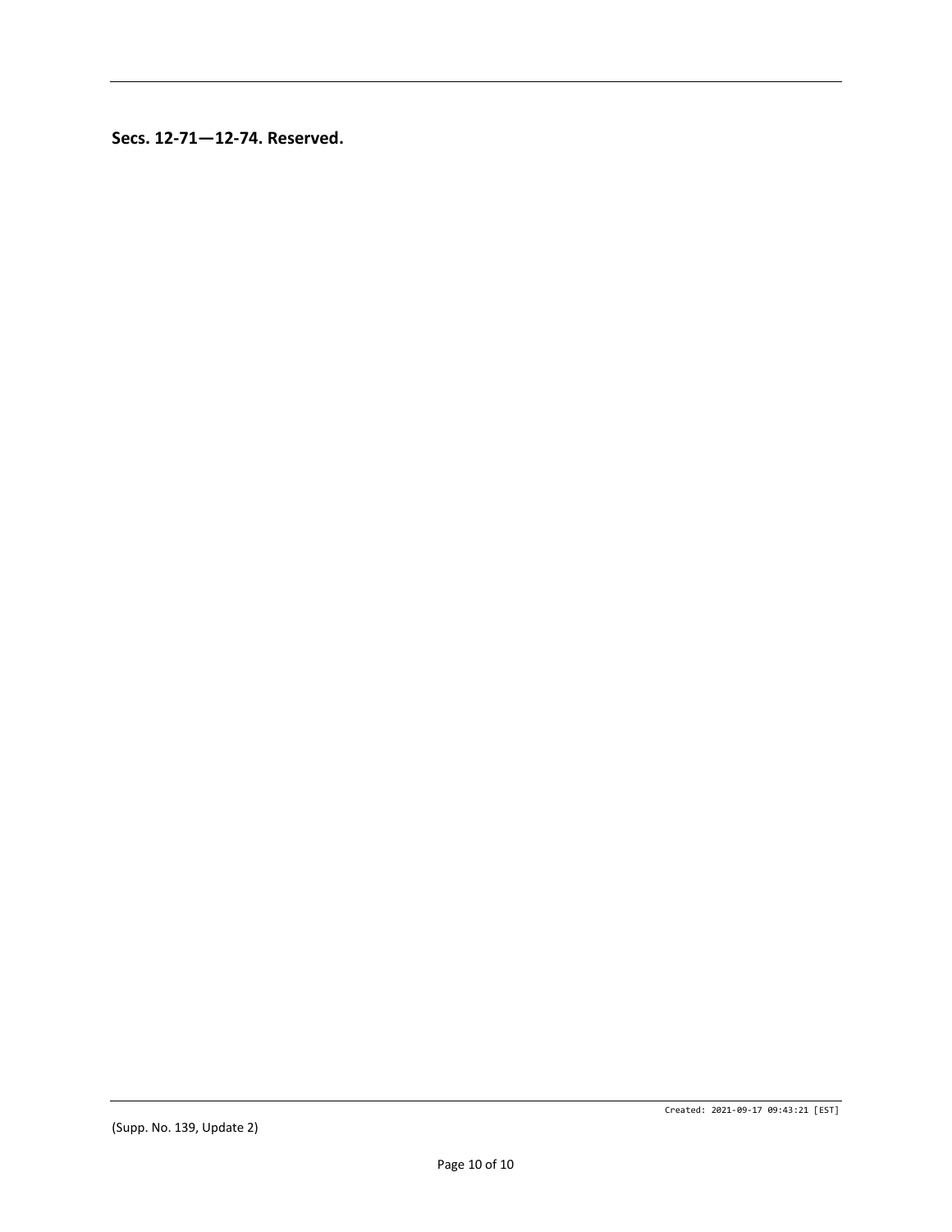**Secs. 12-71—12-74. Reserved.**